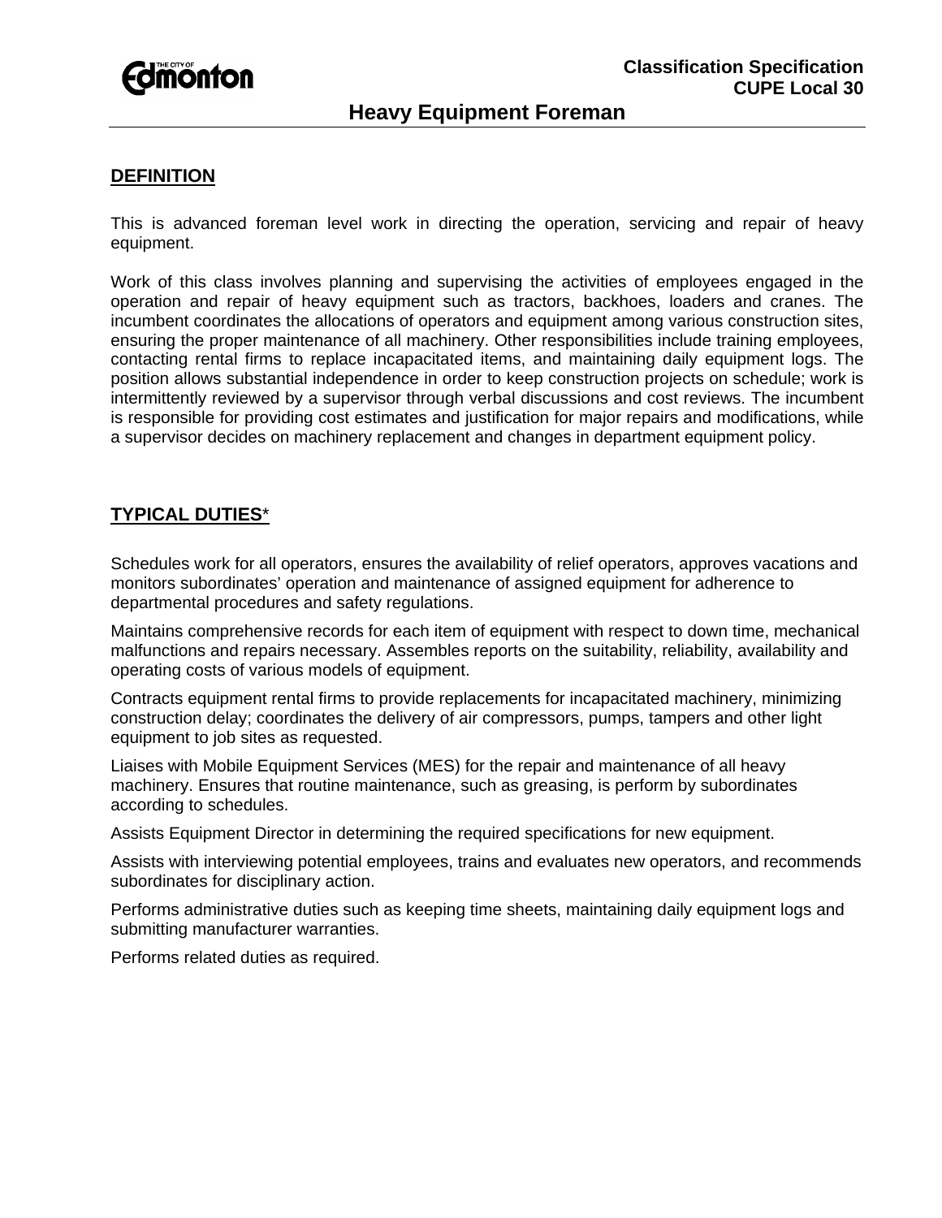Classification Specification
CUPE Local 30

# Heavy Equipment Foreman

## DEFINITION

This is advanced foreman level work in directing the operation, servicing and repair of heavy equipment.

Work of this class involves planning and supervising the activities of employees engaged in the operation and repair of heavy equipment such as tractors, backhoes, loaders and cranes. The incumbent coordinates the allocations of operators and equipment among various construction sites, ensuring the proper maintenance of all machinery. Other responsibilities include training employees, contacting rental firms to replace incapacitated items, and maintaining daily equipment logs. The position allows substantial independence in order to keep construction projects on schedule; work is intermittently reviewed by a supervisor through verbal discussions and cost reviews. The incumbent is responsible for providing cost estimates and justification for major repairs and modifications, while a supervisor decides on machinery replacement and changes in department equipment policy.

## TYPICAL DUTIES*

Schedules work for all operators, ensures the availability of relief operators, approves vacations and monitors subordinates' operation and maintenance of assigned equipment for adherence to departmental procedures and safety regulations.

Maintains comprehensive records for each item of equipment with respect to down time, mechanical malfunctions and repairs necessary. Assembles reports on the suitability, reliability, availability and operating costs of various models of equipment.

Contracts equipment rental firms to provide replacements for incapacitated machinery, minimizing construction delay; coordinates the delivery of air compressors, pumps, tampers and other light equipment to job sites as requested.

Liaises with Mobile Equipment Services (MES) for the repair and maintenance of all heavy machinery. Ensures that routine maintenance, such as greasing, is perform by subordinates according to schedules.

Assists Equipment Director in determining the required specifications for new equipment.

Assists with interviewing potential employees, trains and evaluates new operators, and recommends subordinates for disciplinary action.

Performs administrative duties such as keeping time sheets, maintaining daily equipment logs and submitting manufacturer warranties.

Performs related duties as required.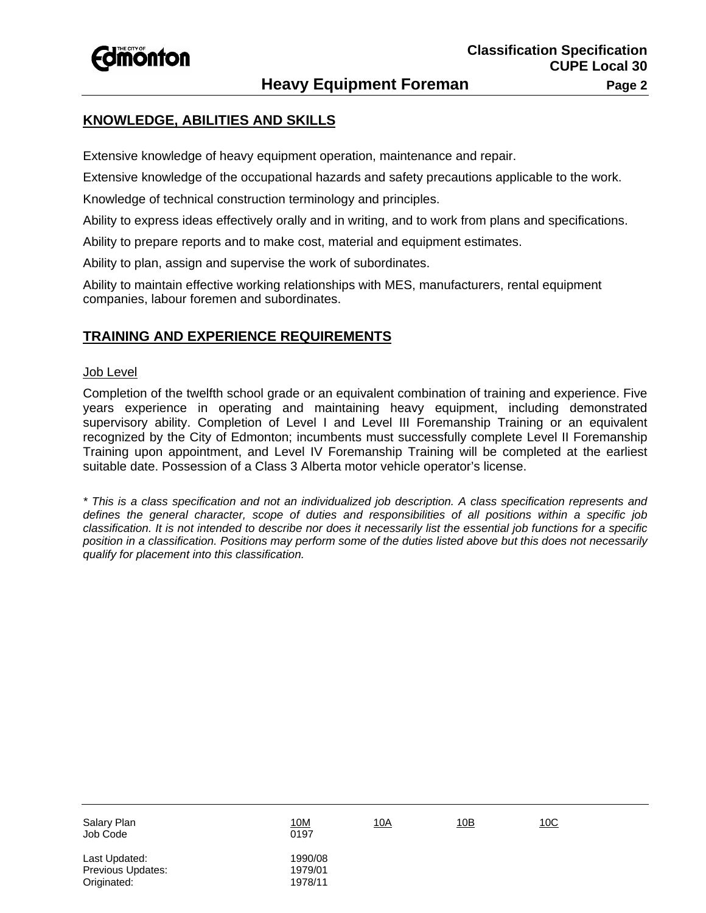## KNOWLEDGE, ABILITIES AND SKILLS

Extensive knowledge of heavy equipment operation, maintenance and repair.

Extensive knowledge of the occupational hazards and safety precautions applicable to the work.

Knowledge of technical construction terminology and principles.

Ability to express ideas effectively orally and in writing, and to work from plans and specifications.

Ability to prepare reports and to make cost, material and equipment estimates.

Ability to plan, assign and supervise the work of subordinates.

Ability to maintain effective working relationships with MES, manufacturers, rental equipment companies, labour foremen and subordinates.

## TRAINING AND EXPERIENCE REQUIREMENTS

Job Level

Completion of the twelfth school grade or an equivalent combination of training and experience. Five years experience in operating and maintaining heavy equipment, including demonstrated supervisory ability. Completion of Level I and Level III Foremanship Training or an equivalent recognized by the City of Edmonton; incumbents must successfully complete Level II Foremanship Training upon appointment, and Level IV Foremanship Training will be completed at the earliest suitable date. Possession of a Class 3 Alberta motor vehicle operator's license.

*\* This is a class specification and not an individualized job description. A class specification represents and defines the general character, scope of duties and responsibilities of all positions within a specific job classification. It is not intended to describe nor does it necessarily list the essential job functions for a specific position in a classification. Positions may perform some of the duties listed above but this does not necessarily qualify for placement into this classification.*

| | | | | |
|---|---|---|---|---|
| Salary Plan | 10M | 10A | 10B | 10C |
| Job Code | 0197 | | | |
| Last Updated: | 1990/08 | | | |
| Previous Updates: | 1979/01 | | | |
| Originated: | 1978/11 | | | |